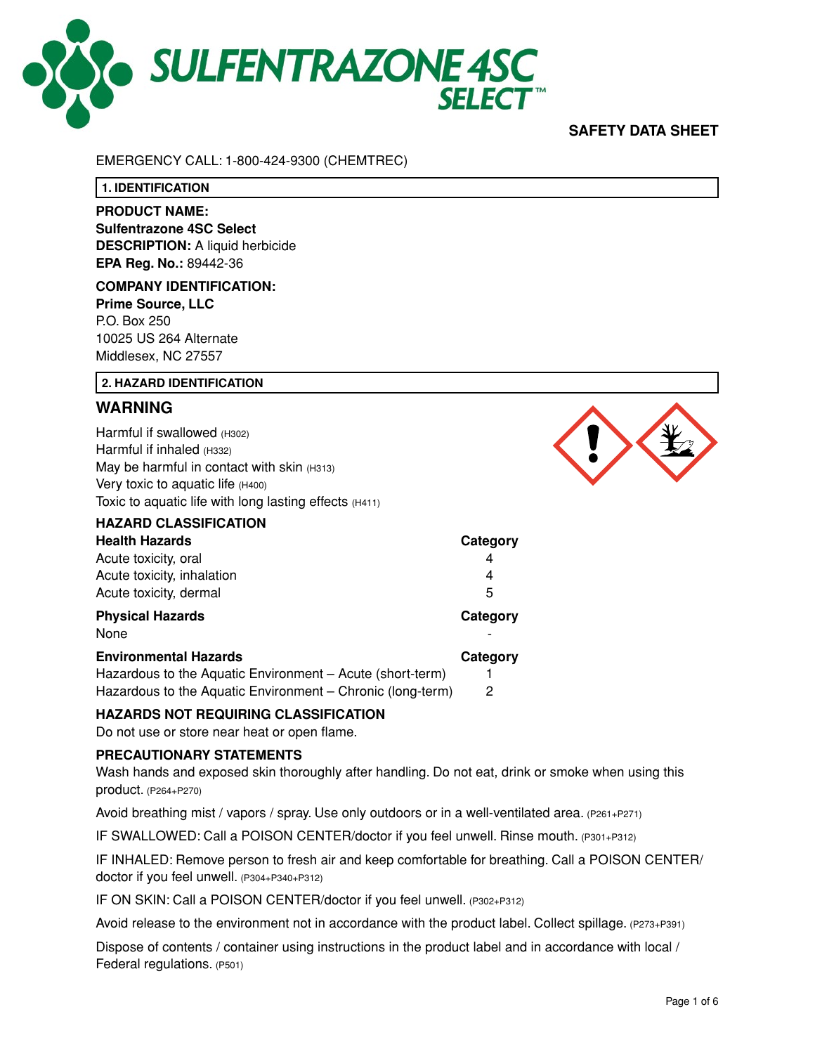# SULFENTRAZONE 4SC SELECT™

## SAFETY DATA SHEET

EMERGENCY CALL: 1-800-424-9300 (CHEMTREC)

## 1. IDENTIFICATION

**PRODUCT NAME:**
**Sulfentrazone 4SC Select**
**DESCRIPTION:** A liquid herbicide
**EPA Reg. No.:** 89442-36

**COMPANY IDENTIFICATION:**
**Prime Source, LLC**
P.O. Box 250
10025 US 264 Alternate
Middlesex, NC 27557

## 2. HAZARD IDENTIFICATION

### WARNING

Harmful if swallowed (H302)
Harmful if inhaled (H332)
May be harmful in contact with skin (H313)
Very toxic to aquatic life (H400)
Toxic to aquatic life with long lasting effects (H411)

**HAZARD CLASSIFICATION**

| **Health Hazards** | **Category** |
|---|---|
| Acute toxicity, oral | 4 |
| Acute toxicity, inhalation | 4 |
| Acute toxicity, dermal | 5 |

| **Physical Hazards** | **Category** |
|---|---|
| None | - |

| **Environmental Hazards** | **Category** |
|---|---|
| Hazardous to the Aquatic Environment – Acute (short-term) | 1 |
| Hazardous to the Aquatic Environment – Chronic (long-term) | 2 |

**HAZARDS NOT REQUIRING CLASSIFICATION**

Do not use or store near heat or open flame.

**PRECAUTIONARY STATEMENTS**

Wash hands and exposed skin thoroughly after handling. Do not eat, drink or smoke when using this product. (P264+P270)

Avoid breathing mist / vapors / spray. Use only outdoors or in a well-ventilated area. (P261+P271)

IF SWALLOWED: Call a POISON CENTER/doctor if you feel unwell. Rinse mouth. (P301+P312)

IF INHALED: Remove person to fresh air and keep comfortable for breathing. Call a POISON CENTER/doctor if you feel unwell. (P304+P340+P312)

IF ON SKIN: Call a POISON CENTER/doctor if you feel unwell. (P302+P312)

Avoid release to the environment not in accordance with the product label. Collect spillage. (P273+P391)

Dispose of contents / container using instructions in the product label and in accordance with local / Federal regulations. (P501)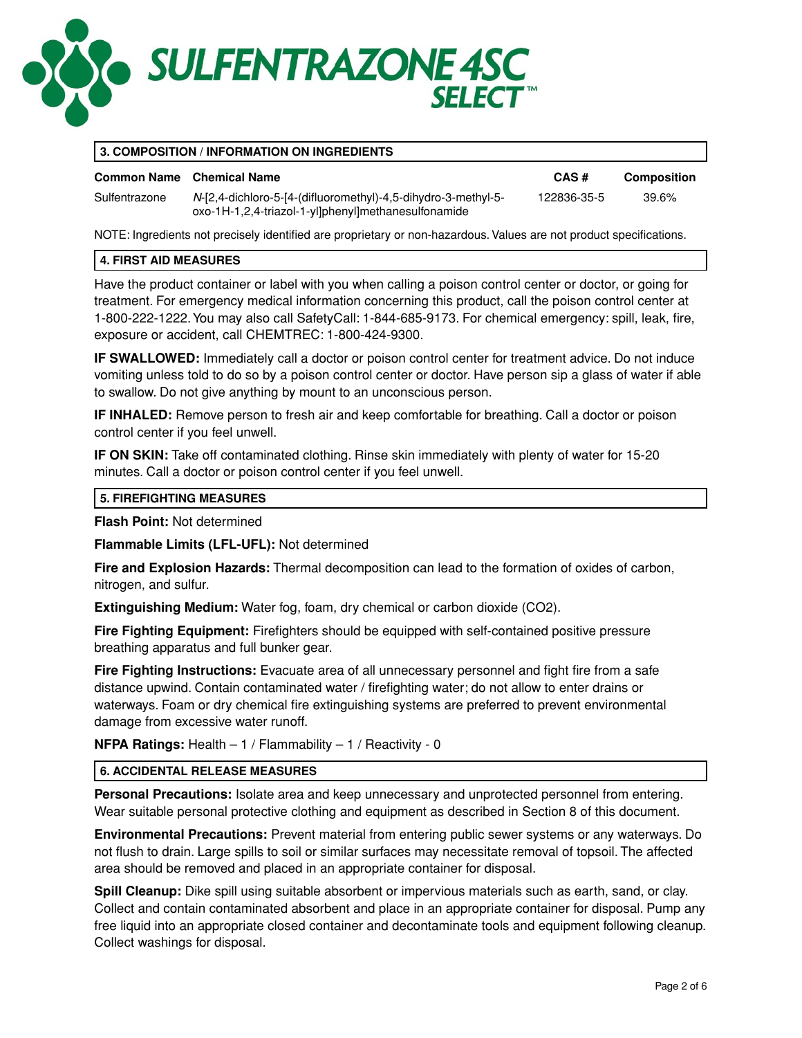# SULFENTRAZONE 4SC SELECT™

## 3. COMPOSITION / INFORMATION ON INGREDIENTS

| Common Name | Chemical Name | CAS # | Composition |
| --- | --- | --- | --- |
| Sulfentrazone | *N*-[2,4-dichloro-5-[4-(difluoromethyl)-4,5-dihydro-3-methyl-5-oxo-1H-1,2,4-triazol-1-yl]phenyl]methanesulfonamide | 122836-35-5 | 39.6% |

NOTE: Ingredients not precisely identified are proprietary or non-hazardous. Values are not product specifications.

## 4. FIRST AID MEASURES

Have the product container or label with you when calling a poison control center or doctor, or going for treatment. For emergency medical information concerning this product, call the poison control center at 1-800-222-1222. You may also call SafetyCall: 1-844-685-9173. For chemical emergency: spill, leak, fire, exposure or accident, call CHEMTREC: 1-800-424-9300.

**IF SWALLOWED:** Immediately call a doctor or poison control center for treatment advice. Do not induce vomiting unless told to do so by a poison control center or doctor. Have person sip a glass of water if able to swallow. Do not give anything by mount to an unconscious person.

**IF INHALED:** Remove person to fresh air and keep comfortable for breathing. Call a doctor or poison control center if you feel unwell.

**IF ON SKIN:** Take off contaminated clothing. Rinse skin immediately with plenty of water for 15-20 minutes. Call a doctor or poison control center if you feel unwell.

## 5. FIREFIGHTING MEASURES

**Flash Point:** Not determined

**Flammable Limits (LFL-UFL):** Not determined

**Fire and Explosion Hazards:** Thermal decomposition can lead to the formation of oxides of carbon, nitrogen, and sulfur.

**Extinguishing Medium:** Water fog, foam, dry chemical or carbon dioxide ($CO_2$).

**Fire Fighting Equipment:** Firefighters should be equipped with self-contained positive pressure breathing apparatus and full bunker gear.

**Fire Fighting Instructions:** Evacuate area of all unnecessary personnel and fight fire from a safe distance upwind. Contain contaminated water / firefighting water; do not allow to enter drains or waterways. Foam or dry chemical fire extinguishing systems are preferred to prevent environmental damage from excessive water runoff.

**NFPA Ratings:** Health – 1 / Flammability – 1 / Reactivity - 0

## 6. ACCIDENTAL RELEASE MEASURES

**Personal Precautions:** Isolate area and keep unnecessary and unprotected personnel from entering. Wear suitable personal protective clothing and equipment as described in Section 8 of this document.

**Environmental Precautions:** Prevent material from entering public sewer systems or any waterways. Do not flush to drain. Large spills to soil or similar surfaces may necessitate removal of topsoil. The affected area should be removed and placed in an appropriate container for disposal.

**Spill Cleanup:** Dike spill using suitable absorbent or impervious materials such as earth, sand, or clay. Collect and contain contaminated absorbent and place in an appropriate container for disposal. Pump any free liquid into an appropriate closed container and decontaminate tools and equipment following cleanup. Collect washings for disposal.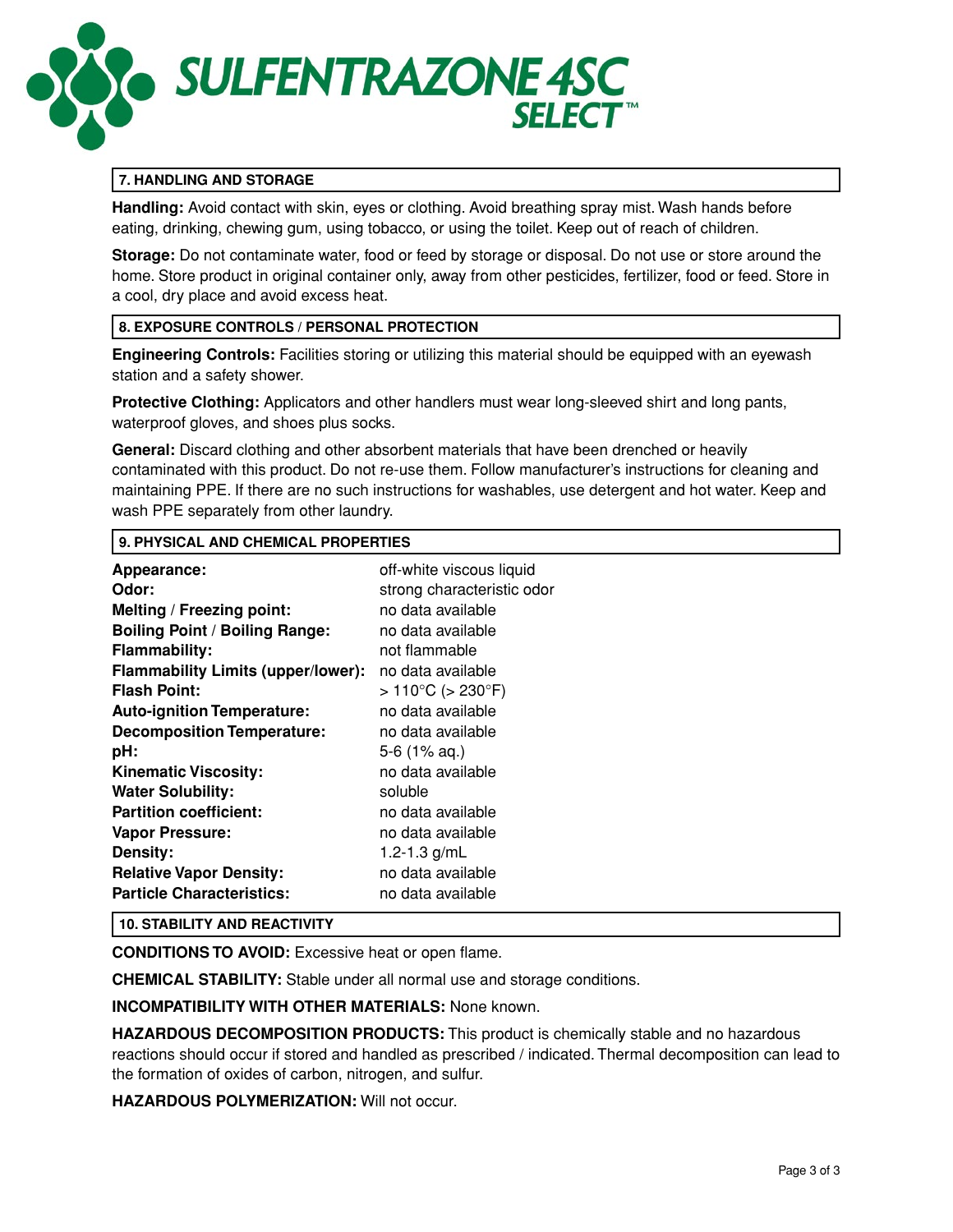# SULFENTRAZONE 4SC SELECT™

## 7. HANDLING AND STORAGE

**Handling:** Avoid contact with skin, eyes or clothing. Avoid breathing spray mist. Wash hands before eating, drinking, chewing gum, using tobacco, or using the toilet. Keep out of reach of children.

**Storage:** Do not contaminate water, food or feed by storage or disposal. Do not use or store around the home. Store product in original container only, away from other pesticides, fertilizer, food or feed. Store in a cool, dry place and avoid excess heat.

## 8. EXPOSURE CONTROLS / PERSONAL PROTECTION

**Engineering Controls:** Facilities storing or utilizing this material should be equipped with an eyewash station and a safety shower.

**Protective Clothing:** Applicators and other handlers must wear long-sleeved shirt and long pants, waterproof gloves, and shoes plus socks.

**General:** Discard clothing and other absorbent materials that have been drenched or heavily contaminated with this product. Do not re-use them. Follow manufacturer's instructions for cleaning and maintaining PPE. If there are no such instructions for washables, use detergent and hot water. Keep and wash PPE separately from other laundry.

## 9. PHYSICAL AND CHEMICAL PROPERTIES

| Property | Value |
|---|---|
| **Appearance:** | off-white viscous liquid |
| **Odor:** | strong characteristic odor |
| **Melting / Freezing point:** | no data available |
| **Boiling Point / Boiling Range:** | no data available |
| **Flammability:** | not flammable |
| **Flammability Limits (upper/lower):** | no data available |
| **Flash Point:** | > 110°C (> 230°F) |
| **Auto-ignition Temperature:** | no data available |
| **Decomposition Temperature:** | no data available |
| **pH:** | 5-6 (1% aq.) |
| **Kinematic Viscosity:** | no data available |
| **Water Solubility:** | soluble |
| **Partition coefficient:** | no data available |
| **Vapor Pressure:** | no data available |
| **Density:** | 1.2-1.3 g/mL |
| **Relative Vapor Density:** | no data available |
| **Particle Characteristics:** | no data available |

## 10. STABILITY AND REACTIVITY

**CONDITIONS TO AVOID:** Excessive heat or open flame.

**CHEMICAL STABILITY:** Stable under all normal use and storage conditions.

**INCOMPATIBILITY WITH OTHER MATERIALS:** None known.

**HAZARDOUS DECOMPOSITION PRODUCTS:** This product is chemically stable and no hazardous reactions should occur if stored and handled as prescribed / indicated. Thermal decomposition can lead to the formation of oxides of carbon, nitrogen, and sulfur.

**HAZARDOUS POLYMERIZATION:** Will not occur.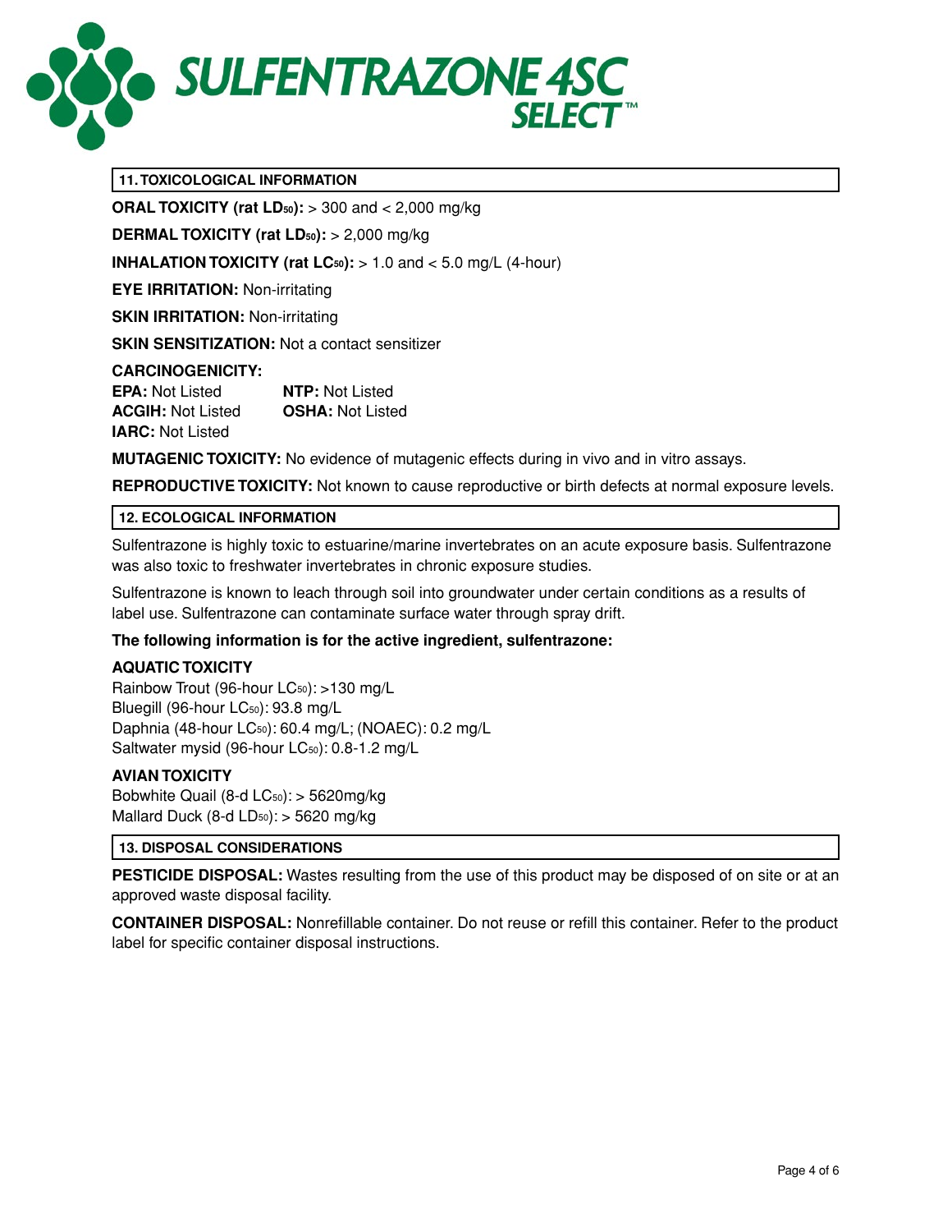# SULFENTRAZONE 4SC SELECT™

## 11. TOXICOLOGICAL INFORMATION

**ORAL TOXICITY (rat $LD_{50}$):** > 300 and < 2,000 mg/kg

**DERMAL TOXICITY (rat $LD_{50}$):** > 2,000 mg/kg

**INHALATION TOXICITY (rat $LC_{50}$):** > 1.0 and < 5.0 mg/L (4-hour)

**EYE IRRITATION:** Non-irritating

**SKIN IRRITATION:** Non-irritating

**SKIN SENSITIZATION:** Not a contact sensitizer

**CARCINOGENICITY:**

**EPA:** Not Listed
**NTP:** Not Listed
**ACGIH:** Not Listed
**OSHA:** Not Listed
**IARC:** Not Listed

**MUTAGENIC TOXICITY:** No evidence of mutagenic effects during in vivo and in vitro assays.

**REPRODUCTIVE TOXICITY:** Not known to cause reproductive or birth defects at normal exposure levels.

## 12. ECOLOGICAL INFORMATION

Sulfentrazone is highly toxic to estuarine/marine invertebrates on an acute exposure basis. Sulfentrazone was also toxic to freshwater invertebrates in chronic exposure studies.

Sulfentrazone is known to leach through soil into groundwater under certain conditions as a results of label use. Sulfentrazone can contaminate surface water through spray drift.

**The following information is for the active ingredient, sulfentrazone:**

**AQUATIC TOXICITY**

Rainbow Trout (96-hour $LC_{50}$): >130 mg/L
Bluegill (96-hour $LC_{50}$): 93.8 mg/L
Daphnia (48-hour $LC_{50}$): 60.4 mg/L; (NOAEC): 0.2 mg/L
Saltwater mysid (96-hour $LC_{50}$): 0.8-1.2 mg/L

**AVIAN TOXICITY**

Bobwhite Quail (8-d $LC_{50}$): > 5620mg/kg
Mallard Duck (8-d $LD_{50}$): > 5620 mg/kg

## 13. DISPOSAL CONSIDERATIONS

**PESTICIDE DISPOSAL:** Wastes resulting from the use of this product may be disposed of on site or at an approved waste disposal facility.

**CONTAINER DISPOSAL:** Nonrefillable container. Do not reuse or refill this container. Refer to the product label for specific container disposal instructions.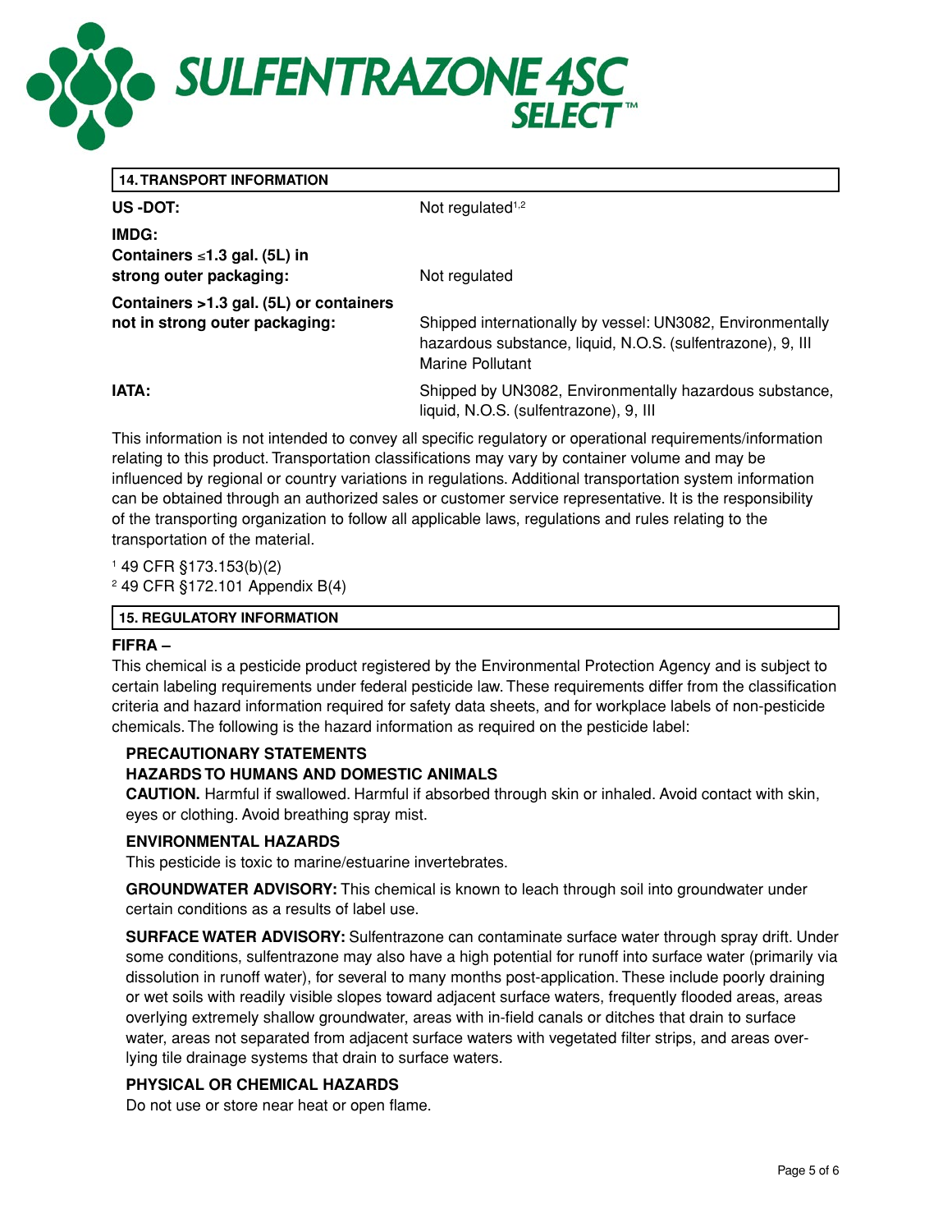# SULFENTRAZONE 4SC SELECT™

## 14. TRANSPORT INFORMATION

| | |
|---|---|
| **US -DOT:** | Not regulated[1,2] |
| **IMDG:** | |
| **Containers ≤1.3 gal. (5L) in strong outer packaging:** | Not regulated |
| **Containers >1.3 gal. (5L) or containers not in strong outer packaging:** | Shipped internationally by vessel: UN3082, Environmentally hazardous substance, liquid, N.O.S. (sulfentrazone), 9, III Marine Pollutant |
| **IATA:** | Shipped by UN3082, Environmentally hazardous substance, liquid, N.O.S. (sulfentrazone), 9, III |

This information is not intended to convey all specific regulatory or operational requirements/information relating to this product. Transportation classifications may vary by container volume and may be influenced by regional or country variations in regulations. Additional transportation system information can be obtained through an authorized sales or customer service representative. It is the responsibility of the transporting organization to follow all applicable laws, regulations and rules relating to the transportation of the material.

[1] 49 CFR §173.153(b)(2)
[2] 49 CFR §172.101 Appendix B(4)

## 15. REGULATORY INFORMATION

**FIFRA –**

This chemical is a pesticide product registered by the Environmental Protection Agency and is subject to certain labeling requirements under federal pesticide law. These requirements differ from the classification criteria and hazard information required for safety data sheets, and for workplace labels of non-pesticide chemicals. The following is the hazard information as required on the pesticide label:

**PRECAUTIONARY STATEMENTS**

**HAZARDS TO HUMANS AND DOMESTIC ANIMALS**

**CAUTION.** Harmful if swallowed. Harmful if absorbed through skin or inhaled. Avoid contact with skin, eyes or clothing. Avoid breathing spray mist.

**ENVIRONMENTAL HAZARDS**

This pesticide is toxic to marine/estuarine invertebrates.

**GROUNDWATER ADVISORY:** This chemical is known to leach through soil into groundwater under certain conditions as a results of label use.

**SURFACE WATER ADVISORY:** Sulfentrazone can contaminate surface water through spray drift. Under some conditions, sulfentrazone may also have a high potential for runoff into surface water (primarily via dissolution in runoff water), for several to many months post-application. These include poorly draining or wet soils with readily visible slopes toward adjacent surface waters, frequently flooded areas, areas overlying extremely shallow groundwater, areas with in-field canals or ditches that drain to surface water, areas not separated from adjacent surface waters with vegetated filter strips, and areas overlying tile drainage systems that drain to surface waters.

**PHYSICAL OR CHEMICAL HAZARDS**

Do not use or store near heat or open flame.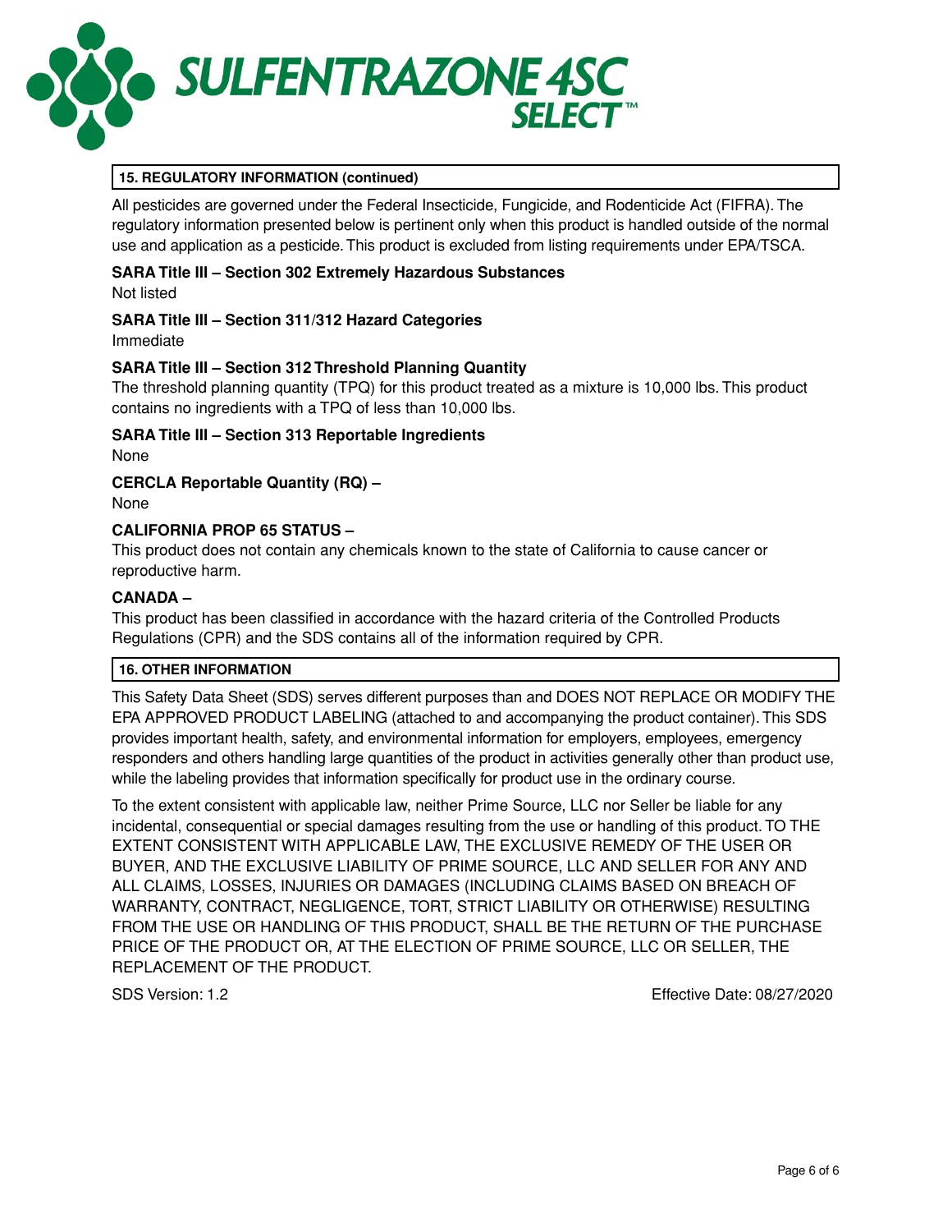# SULFENTRAZONE 4SC SELECT™

## 15. REGULATORY INFORMATION (continued)

All pesticides are governed under the Federal Insecticide, Fungicide, and Rodenticide Act (FIFRA). The regulatory information presented below is pertinent only when this product is handled outside of the normal use and application as a pesticide. This product is excluded from listing requirements under EPA/TSCA.

**SARA Title III – Section 302 Extremely Hazardous Substances**
Not listed

**SARA Title III – Section 311/312 Hazard Categories**
Immediate

**SARA Title III – Section 312 Threshold Planning Quantity**
The threshold planning quantity (TPQ) for this product treated as a mixture is 10,000 lbs. This product contains no ingredients with a TPQ of less than 10,000 lbs.

**SARA Title III – Section 313 Reportable Ingredients**
None

**CERCLA Reportable Quantity (RQ) –**
None

**CALIFORNIA PROP 65 STATUS –**
This product does not contain any chemicals known to the state of California to cause cancer or reproductive harm.

**CANADA –**
This product has been classified in accordance with the hazard criteria of the Controlled Products Regulations (CPR) and the SDS contains all of the information required by CPR.

## 16. OTHER INFORMATION

This Safety Data Sheet (SDS) serves different purposes than and DOES NOT REPLACE OR MODIFY THE EPA APPROVED PRODUCT LABELING (attached to and accompanying the product container). This SDS provides important health, safety, and environmental information for employers, employees, emergency responders and others handling large quantities of the product in activities generally other than product use, while the labeling provides that information specifically for product use in the ordinary course.

To the extent consistent with applicable law, neither Prime Source, LLC nor Seller be liable for any incidental, consequential or special damages resulting from the use or handling of this product. TO THE EXTENT CONSISTENT WITH APPLICABLE LAW, THE EXCLUSIVE REMEDY OF THE USER OR BUYER, AND THE EXCLUSIVE LIABILITY OF PRIME SOURCE, LLC AND SELLER FOR ANY AND ALL CLAIMS, LOSSES, INJURIES OR DAMAGES (INCLUDING CLAIMS BASED ON BREACH OF WARRANTY, CONTRACT, NEGLIGENCE, TORT, STRICT LIABILITY OR OTHERWISE) RESULTING FROM THE USE OR HANDLING OF THIS PRODUCT, SHALL BE THE RETURN OF THE PURCHASE PRICE OF THE PRODUCT OR, AT THE ELECTION OF PRIME SOURCE, LLC OR SELLER, THE REPLACEMENT OF THE PRODUCT.

SDS Version: 1.2 Effective Date: 08/27/2020